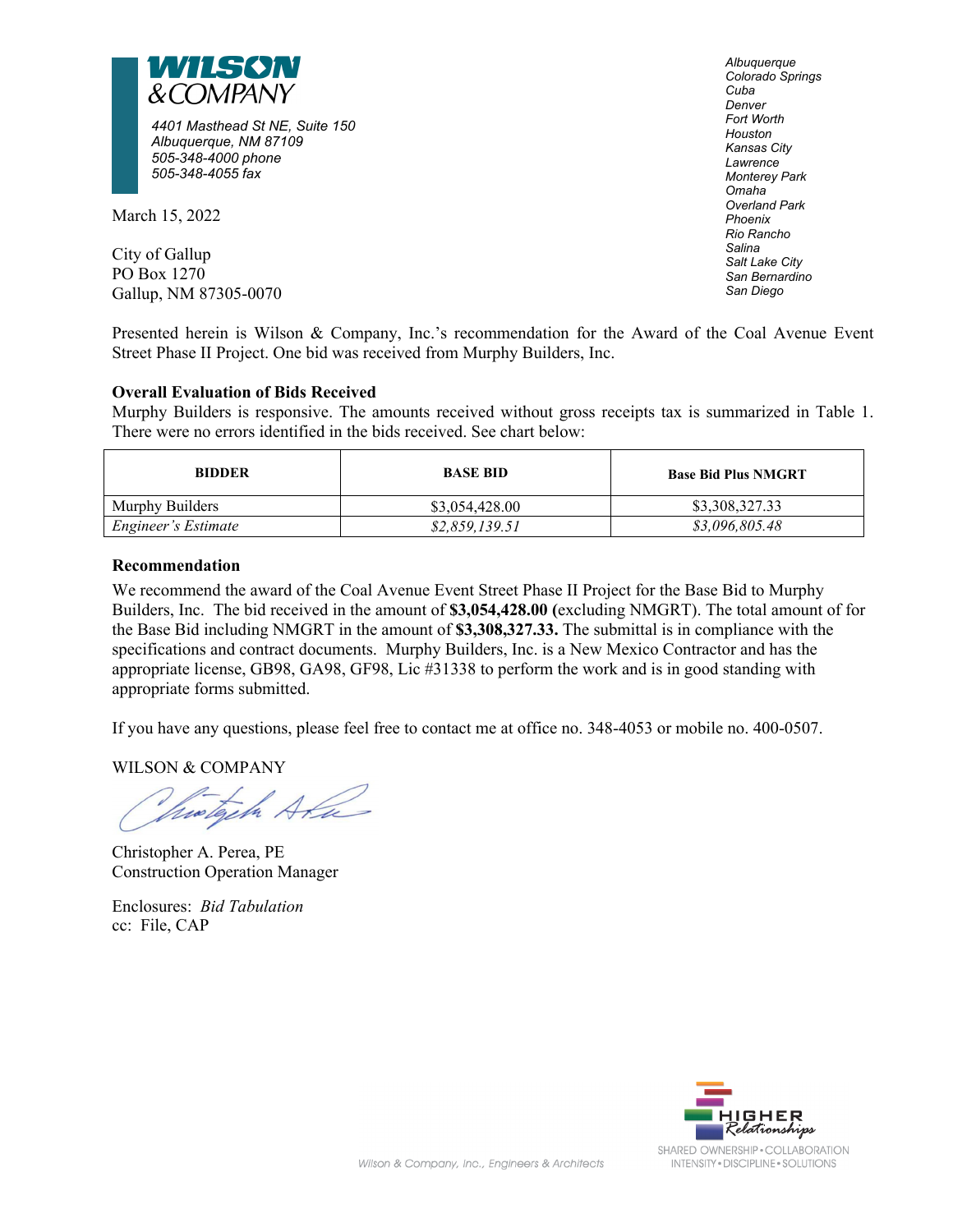**WILSON &COMPANY**

*4401 Masthead St NE, Suite 150*
*Albuquerque, NM 87109*
*505-348-4000 phone*
*505-348-4055 fax*

*Albuquerque*
*Colorado Springs*
*Cuba*
*Denver*
*Fort Worth*
*Houston*
*Kansas City*
*Lawrence*
*Monterey Park*
*Omaha*
*Overland Park*
*Phoenix*
*Rio Rancho*
*Salina*
*Salt Lake City*
*San Bernardino*
*San Diego*

March 15, 2022

City of Gallup
PO Box 1270
Gallup, NM 87305-0070

Presented herein is Wilson & Company, Inc.'s recommendation for the Award of the Coal Avenue Event Street Phase II Project. One bid was received from Murphy Builders, Inc.

**Overall Evaluation of Bids Received**

Murphy Builders is responsive. The amounts received without gross receipts tax is summarized in Table 1. There were no errors identified in the bids received. See chart below:

| BIDDER | BASE BID | Base Bid Plus NMGRT |
|---|---|---|
| Murphy Builders | $3,054,428.00 | $3,308,327.33 |
| *Engineer's Estimate* | *$2,859,139.51* | *$3,096,805.48* |

**Recommendation**

We recommend the award of the Coal Avenue Event Street Phase II Project for the Base Bid to Murphy Builders, Inc. The bid received in the amount of **$3,054,428.00 (**excluding NMGRT). The total amount of for the Base Bid including NMGRT in the amount of **$3,308,327.33.** The submittal is in compliance with the specifications and contract documents. Murphy Builders, Inc. is a New Mexico Contractor and has the appropriate license, GB98, GA98, GF98, Lic #31338 to perform the work and is in good standing with appropriate forms submitted.

If you have any questions, please feel free to contact me at office no. 348-4053 or mobile no. 400-0507.

WILSON & COMPANY

Christopher A. Perea, PE
Construction Operation Manager

Enclosures: *Bid Tabulation*
cc: File, CAP

*Wilson & Company, Inc., Engineers & Architects*

HIGHER *Relationships*
SHARED OWNERSHIP • COLLABORATION
INTENSITY • DISCIPLINE • SOLUTIONS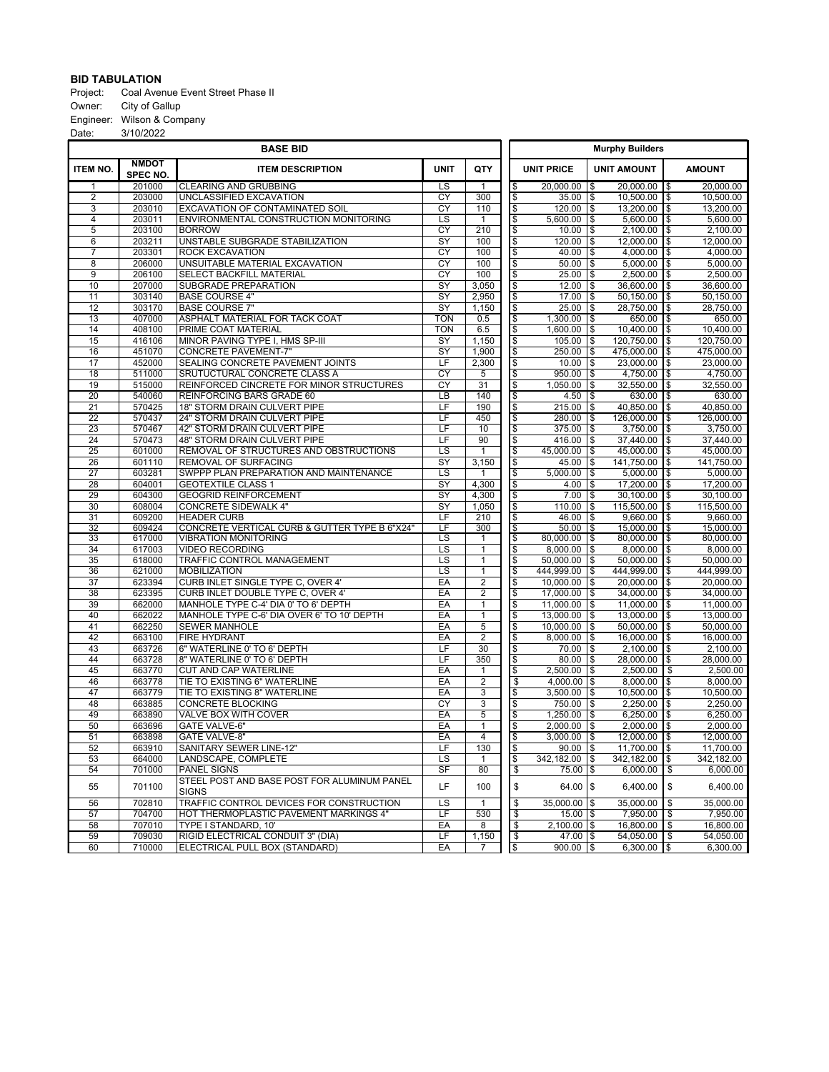**BID TABULATION**

Project: Coal Avenue Event Street Phase II
Owner: City of Gallup
Engineer: Wilson & Company
Date: 3/10/2022

| BASE BID | | | | | Murphy Builders | | |
|---|---|---|---|---|---|---|---|
| ITEM NO. | NMDOT SPEC NO. | ITEM DESCRIPTION | UNIT | QTY | UNIT PRICE | UNIT AMOUNT | AMOUNT |
| 1 | 201000 | CLEARING AND GRUBBING | LS | 1 | $ 20,000.00 | $ 20,000.00 | $ 20,000.00 |
| 2 | 203000 | UNCLASSIFIED EXCAVATION | CY | 300 | $ 35.00 | $ 10,500.00 | $ 10,500.00 |
| 3 | 203010 | EXCAVATION OF CONTAMINATED SOIL | CY | 110 | $ 120.00 | $ 13,200.00 | $ 13,200.00 |
| 4 | 203011 | ENVIRONMENTAL CONSTRUCTION MONITORING | LS | 1 | $ 5,600.00 | $ 5,600.00 | $ 5,600.00 |
| 5 | 203100 | BORROW | CY | 210 | $ 10.00 | $ 2,100.00 | $ 2,100.00 |
| 6 | 203211 | UNSTABLE SUBGRADE STABILIZATION | SY | 100 | $ 120.00 | $ 12,000.00 | $ 12,000.00 |
| 7 | 203301 | ROCK EXCAVATION | CY | 100 | $ 40.00 | $ 4,000.00 | $ 4,000.00 |
| 8 | 206000 | UNSUITABLE MATERIAL EXCAVATION | CY | 100 | $ 50.00 | $ 5,000.00 | $ 5,000.00 |
| 9 | 206100 | SELECT BACKFILL MATERIAL | CY | 100 | $ 25.00 | $ 2,500.00 | $ 2,500.00 |
| 10 | 207000 | SUBGRADE PREPARATION | SY | 3,050 | $ 12.00 | $ 36,600.00 | $ 36,600.00 |
| 11 | 303140 | BASE COURSE 4" | SY | 2,950 | $ 17.00 | $ 50,150.00 | $ 50,150.00 |
| 12 | 303170 | BASE COURSE 7" | SY | 1,150 | $ 25.00 | $ 28,750.00 | $ 28,750.00 |
| 13 | 407000 | ASPHALT MATERIAL FOR TACK COAT | TON | 0.5 | $ 1,300.00 | $ 650.00 | $ 650.00 |
| 14 | 408100 | PRIME COAT MATERIAL | TON | 6.5 | $ 1,600.00 | $ 10,400.00 | $ 10,400.00 |
| 15 | 416106 | MINOR PAVING TYPE I, HMS SP-III | SY | 1,150 | $ 105.00 | $ 120,750.00 | $ 120,750.00 |
| 16 | 451070 | CONCRETE PAVEMENT-7" | SY | 1,900 | $ 250.00 | $ 475,000.00 | $ 475,000.00 |
| 17 | 452000 | SEALING CONCRETE PAVEMENT JOINTS | LF | 2,300 | $ 10.00 | $ 23,000.00 | $ 23,000.00 |
| 18 | 511000 | SRUTUCTURAL CONCRETE CLASS A | CY | 5 | $ 950.00 | $ 4,750.00 | $ 4,750.00 |
| 19 | 515000 | REINFORCED CINCRETE FOR MINOR STRUCTURES | CY | 31 | $ 1,050.00 | $ 32,550.00 | $ 32,550.00 |
| 20 | 540060 | REINFORCING BARS GRADE 60 | LB | 140 | $ 4.50 | $ 630.00 | $ 630.00 |
| 21 | 570425 | 18" STORM DRAIN CULVERT PIPE | LF | 190 | $ 215.00 | $ 40,850.00 | $ 40,850.00 |
| 22 | 570437 | 24" STORM DRAIN CULVERT PIPE | LF | 450 | $ 280.00 | $ 126,000.00 | $ 126,000.00 |
| 23 | 570467 | 42" STORM DRAIN CULVERT PIPE | LF | 10 | $ 375.00 | $ 3,750.00 | $ 3,750.00 |
| 24 | 570473 | 48" STORM DRAIN CULVERT PIPE | LF | 90 | $ 416.00 | $ 37,440.00 | $ 37,440.00 |
| 25 | 601000 | REMOVAL OF STRUCTURES AND OBSTRUCTIONS | LS | 1 | $ 45,000.00 | $ 45,000.00 | $ 45,000.00 |
| 26 | 601110 | REMOVAL OF SURFACING | SY | 3,150 | $ 45.00 | $ 141,750.00 | $ 141,750.00 |
| 27 | 603281 | SWPPP PLAN PREPARATION AND MAINTENANCE | LS | 1 | $ 5,000.00 | $ 5,000.00 | $ 5,000.00 |
| 28 | 604001 | GEOTEXTILE CLASS 1 | SY | 4,300 | $ 4.00 | $ 17,200.00 | $ 17,200.00 |
| 29 | 604300 | GEOGRID REINFORCEMENT | SY | 4,300 | $ 7.00 | $ 30,100.00 | $ 30,100.00 |
| 30 | 608004 | CONCRETE SIDEWALK 4" | SY | 1,050 | $ 110.00 | $ 115,500.00 | $ 115,500.00 |
| 31 | 609200 | HEADER CURB | LF | 210 | $ 46.00 | $ 9,660.00 | $ 9,660.00 |
| 32 | 609424 | CONCRETE VERTICAL CURB & GUTTER TYPE B 6"X24" | LF | 300 | $ 50.00 | $ 15,000.00 | $ 15,000.00 |
| 33 | 617000 | VIBRATION MONITORING | LS | 1 | $ 80,000.00 | $ 80,000.00 | $ 80,000.00 |
| 34 | 617003 | VIDEO RECORDING | LS | 1 | $ 8,000.00 | $ 8,000.00 | $ 8,000.00 |
| 35 | 618000 | TRAFFIC CONTROL MANAGEMENT | LS | 1 | $ 50,000.00 | $ 50,000.00 | $ 50,000.00 |
| 36 | 621000 | MOBILIZATION | LS | 1 | $ 444,999.00 | $ 444,999.00 | $ 444,999.00 |
| 37 | 623394 | CURB INLET SINGLE TYPE C, OVER 4' | EA | 2 | $ 10,000.00 | $ 20,000.00 | $ 20,000.00 |
| 38 | 623395 | CURB INLET DOUBLE TYPE C, OVER 4' | EA | 2 | $ 17,000.00 | $ 34,000.00 | $ 34,000.00 |
| 39 | 662000 | MANHOLE TYPE C-4' DIA 0' TO 6' DEPTH | EA | 1 | $ 11,000.00 | $ 11,000.00 | $ 11,000.00 |
| 40 | 662022 | MANHOLE TYPE C-6' DIA OVER 6' TO 10' DEPTH | EA | 1 | $ 13,000.00 | $ 13,000.00 | $ 13,000.00 |
| 41 | 662250 | SEWER MANHOLE | EA | 5 | $ 10,000.00 | $ 50,000.00 | $ 50,000.00 |
| 42 | 663100 | FIRE HYDRANT | EA | 2 | $ 8,000.00 | $ 16,000.00 | $ 16,000.00 |
| 43 | 663726 | 6" WATERLINE 0' TO 6' DEPTH | LF | 30 | $ 70.00 | $ 2,100.00 | $ 2,100.00 |
| 44 | 663728 | 8" WATERLINE 0' TO 6' DEPTH | LF | 350 | $ 80.00 | $ 28,000.00 | $ 28,000.00 |
| 45 | 663770 | CUT AND CAP WATERLINE | EA | 1 | $ 2,500.00 | $ 2,500.00 | $ 2,500.00 |
| 46 | 663778 | TIE TO EXISTING 6" WATERLINE | EA | 2 | $ 4,000.00 | $ 8,000.00 | $ 8,000.00 |
| 47 | 663779 | TIE TO EXISTING 8" WATERLINE | EA | 3 | $ 3,500.00 | $ 10,500.00 | $ 10,500.00 |
| 48 | 663885 | CONCRETE BLOCKING | CY | 3 | $ 750.00 | $ 2,250.00 | $ 2,250.00 |
| 49 | 663890 | VALVE BOX WITH COVER | EA | 5 | $ 1,250.00 | $ 6,250.00 | $ 6,250.00 |
| 50 | 663696 | GATE VALVE-6" | EA | 1 | $ 2,000.00 | $ 2,000.00 | $ 2,000.00 |
| 51 | 663898 | GATE VALVE-8" | EA | 4 | $ 3,000.00 | $ 12,000.00 | $ 12,000.00 |
| 52 | 663910 | SANITARY SEWER LINE-12" | LF | 130 | $ 90.00 | $ 11,700.00 | $ 11,700.00 |
| 53 | 664000 | LANDSCAPE, COMPLETE | LS | 1 | $ 342,182.00 | $ 342,182.00 | $ 342,182.00 |
| 54 | 701000 | PANEL SIGNS | SF | 80 | $ 75.00 | $ 6,000.00 | $ 6,000.00 |
| 55 | 701100 | STEEL POST AND BASE POST FOR ALUMINUM PANEL SIGNS | LF | 100 | $ 64.00 | $ 6,400.00 | $ 6,400.00 |
| 56 | 702810 | TRAFFIC CONTROL DEVICES FOR CONSTRUCTION | LS | 1 | $ 35,000.00 | $ 35,000.00 | $ 35,000.00 |
| 57 | 704700 | HOT THERMOPLASTIC PAVEMENT MARKINGS 4" | LF | 530 | $ 15.00 | $ 7,950.00 | $ 7,950.00 |
| 58 | 707010 | TYPE I STANDARD, 10' | EA | 8 | $ 2,100.00 | $ 16,800.00 | $ 16,800.00 |
| 59 | 709030 | RIGID ELECTRICAL CONDUIT 3" (DIA) | LF | 1,150 | $ 47.00 | $ 54,050.00 | $ 54,050.00 |
| 60 | 710000 | ELECTRICAL PULL BOX (STANDARD) | EA | 7 | $ 900.00 | $ 6,300.00 | $ 6,300.00 |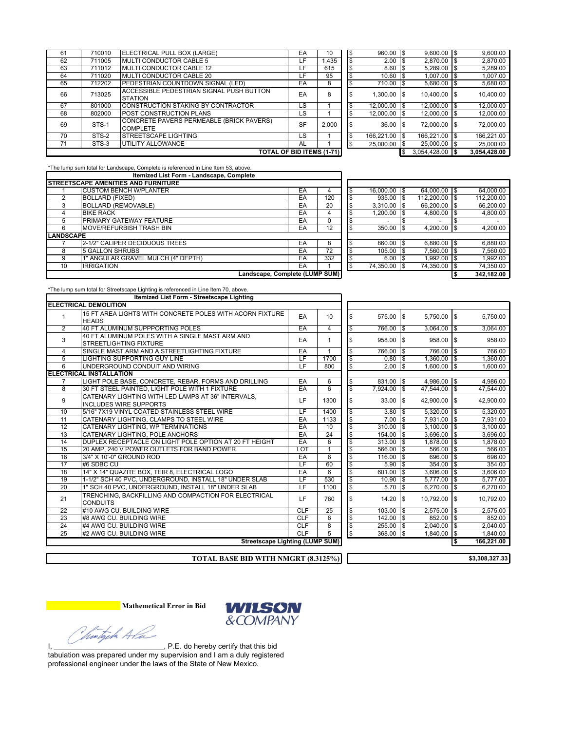| | | | | | | | |
|---|---|---|---|---|---|---|---|
| 61 | 710010 | ELECTRICAL PULL BOX (LARGE) | EA | 10 | $ 960.00 | $ 9,600.00 | $ 9,600.00 |
| 62 | 711005 | MULTI CONDUCTOR CABLE 5 | LF | 1,435 | $ 2.00 | $ 2,870.00 | $ 2,870.00 |
| 63 | 711012 | MULTI CONDUCTOR CABLE 12 | LF | 615 | $ 8.60 | $ 5,289.00 | $ 5,289.00 |
| 64 | 711020 | MULTI CONDUCTOR CABLE 20 | LF | 95 | $ 10.60 | $ 1,007.00 | $ 1,007.00 |
| 65 | 712202 | PEDESTRIAN COUNTDOWN SIGNAL (LED) | EA | 8 | $ 710.00 | $ 5,680.00 | $ 5,680.00 |
| 66 | 713025 | ACCESSIBLE PEDESTRIAN SIGNAL PUSH BUTTON STATION | EA | 8 | $ 1,300.00 | $ 10,400.00 | $ 10,400.00 |
| 67 | 801000 | CONSTRUCTION STAKING BY CONTRACTOR | LS | 1 | $ 12,000.00 | $ 12,000.00 | $ 12,000.00 |
| 68 | 802000 | POST CONSTRUCTION PLANS | LS | 1 | $ 12,000.00 | $ 12,000.00 | $ 12,000.00 |
| 69 | STS-1 | CONCRETE PAVERS PERMEABLE (BRICK PAVERS) COMPLETE | SF | 2,000 | $ 36.00 | $ 72,000.00 | $ 72,000.00 |
| 70 | STS-2 | STREETSCAPE LIGHTING | LS | 1 | $ 166,221.00 | $ 166,221.00 | $ 166,221.00 |
| 71 | STS-3 | UTILITY ALLOWANCE | AL | 1 | $ 25,000.00 | $ 25,000.00 | $ 25,000.00 |
| | | **TOTAL OF BID ITEMS (1-71)** | | | | $ 3,054,428.00 | **$ 3,054,428.00** |

*The lump sum total for Landscape, Complete is referenced in Line Item 53, above.

| | | | | | | |
|---|---|---|---|---|---|---|
| **Itemized List Form - Landscape, Complete** | | | | | | |
| **STREETSCAPE AMENITIES AND FURNITURE** | | | | | | |
| 1 | CUSTOM BENCH W/PLANTER | EA | 4 | $ 16,000.00 | $ 64,000.00 | $ 64,000.00 |
| 2 | BOLLARD (FIXED) | EA | 120 | $ 935.00 | $ 112,200.00 | $ 112,200.00 |
| 3 | BOLLARD (REMOVABLE) | EA | 20 | $ 3,310.00 | $ 66,200.00 | $ 66,200.00 |
| 4 | BIKE RACK | EA | 4 | $ 1,200.00 | $ 4,800.00 | $ 4,800.00 |
| 5 | PRIMARY GATEWAY FEATURE | EA | 0 | $ - | $ - | $ - |
| 6 | MOVE/REFURBISH TRASH BIN | EA | 12 | $ 350.00 | $ 4,200.00 | $ 4,200.00 |
| **LANDSCAPE** | | | | | | |
| 7 | 2-1/2" CALIPER DECIDUOUS TREES | EA | 8 | $ 860.00 | $ 6,880.00 | $ 6,880.00 |
| 8 | 5 GALLON SHRUBS | EA | 72 | $ 105.00 | $ 7,560.00 | $ 7,560.00 |
| 9 | 1" ANGULAR GRAVEL MULCH (4" DEPTH) | EA | 332 | $ 6.00 | $ 1,992.00 | $ 1,992.00 |
| 10 | IRRIGATION | EA | 1 | $ 74,350.00 | $ 74,350.00 | $ 74,350.00 |
| | **Landscape, Complete (LUMP SUM)** | | | | | **$ 342,182.00** |

*The lump sum total for Streetscape Lighting is referenced in Line Item 70, above.

| | | | | | | |
|---|---|---|---|---|---|---|
| **Itemized List Form - Streetscape Lighting** | | | | | | |
| **ELECTRICAL DEMOLITION** | | | | | | |
| 1 | 15 FT AREA LIGHTS WITH CONCRETE POLES WITH ACORN FIXTURE HEADS | EA | 10 | $ 575.00 | $ 5,750.00 | $ 5,750.00 |
| 2 | 40 FT ALUMINUM SUPPPORTING POLES | EA | 4 | $ 766.00 | $ 3,064.00 | $ 3,064.00 |
| 3 | 40 FT ALUMINUM POLES WITH A SINGLE MAST ARM AND STREETLIGHTING FIXTURE | EA | 1 | $ 958.00 | $ 958.00 | $ 958.00 |
| 4 | SINGLE MAST ARM AND A STREETLIGHTING FIXTURE | EA | 1 | $ 766.00 | $ 766.00 | $ 766.00 |
| 5 | LIGHTING SUPPORTING GUY LINE | LF | 1700 | $ 0.80 | $ 1,360.00 | $ 1,360.00 |
| 6 | UNDERGROUND CONDUIT AND WIRING | LF | 800 | $ 2.00 | $ 1,600.00 | $ 1,600.00 |
| **ELECTRICAL INSTALLATION** | | | | | | |
| 7 | LIGHT POLE BASE, CONCRETE, REBAR, FORMS AND DRILLING | EA | 6 | $ 831.00 | $ 4,986.00 | $ 4,986.00 |
| 8 | 30 FT STEEL PAINTED, LIGHT POLE WITH 1 FIXTURE | EA | 6 | $ 7,924.00 | $ 47,544.00 | $ 47,544.00 |
| 9 | CATENARY LIGHTING WITH LED LAMPS AT 36" INTERVALS, INCLUDES WIRE SUPPORTS | LF | 1300 | $ 33.00 | $ 42,900.00 | $ 42,900.00 |
| 10 | 5/16" 7X19 VINYL COATED STAINLESS STEEL WIRE | LF | 1400 | $ 3.80 | $ 5,320.00 | $ 5,320.00 |
| 11 | CATENARY LIGHTING, CLAMPS TO STEEL WIRE | EA | 1133 | $ 7.00 | $ 7,931.00 | $ 7,931.00 |
| 12 | CATENARY LIGHTING, WP TERMINATIONS | EA | 10 | $ 310.00 | $ 3,100.00 | $ 3,100.00 |
| 13 | CATENARY LIGHTING, POLE ANCHORS | EA | 24 | $ 154.00 | $ 3,696.00 | $ 3,696.00 |
| 14 | DUPLEX RECEPTACLE ON LIGHT POLE OPTION AT 20 FT HEIGHT | EA | 6 | $ 313.00 | $ 1,878.00 | $ 1,878.00 |
| 15 | 20 AMP, 240 V POWER OUTLETS FOR BAND POWER | LOT | 1 | $ 566.00 | $ 566.00 | $ 566.00 |
| 16 | 3/4" X 10'-0" GROUND ROD | EA | 6 | $ 116.00 | $ 696.00 | $ 696.00 |
| 17 | #6 SDBC CU | LF | 60 | $ 5.90 | $ 354.00 | $ 354.00 |
| 18 | 14" X 14" QUAZITE BOX, TEIR 8, ELECTRICAL LOGO | EA | 6 | $ 601.00 | $ 3,606.00 | $ 3,606.00 |
| 19 | 1-1/2" SCH 40 PVC, UNDERGROUND, INSTALL 18" UNDER SLAB | LF | 530 | $ 10.90 | $ 5,777.00 | $ 5,777.00 |
| 20 | 1" SCH 40 PVC, UNDERGROUND, INSTALL 18" UNDER SLAB | LF | 1100 | $ 5.70 | $ 6,270.00 | $ 6,270.00 |
| 21 | TRENCHING, BACKFILLING AND COMPACTION FOR ELECTRICAL CONDUITS | LF | 760 | $ 14.20 | $ 10,792.00 | $ 10,792.00 |
| 22 | #10 AWG CU. BUILDING WIRE | CLF | 25 | $ 103.00 | $ 2,575.00 | $ 2,575.00 |
| 23 | #8 AWG CU. BUILDING WIRE | CLF | 6 | $ 142.00 | $ 852.00 | $ 852.00 |
| 24 | #4 AWG CU. BUILDING WIRE | CLF | 8 | $ 255.00 | $ 2,040.00 | $ 2,040.00 |
| 25 | #2 AWG CU. BUILDING WIRE | CLF | 5 | $ 368.00 | $ 1,840.00 | $ 1,840.00 |
| | **Streetscape Lighting (LUMP SUM)** | | | | | **$ 166,221.00** |

| | |
|---|---|
| **TOTAL BASE BID WITH NMGRT (8.3125%)** | **$3,308,327.33** |

**Mathemetical Error in Bid**

WILSON & COMPANY

I, ______________________, P.E. do hereby certify that this bid tabulation was prepared under my supervision and I am a duly registered professional engineer under the laws of the State of New Mexico.